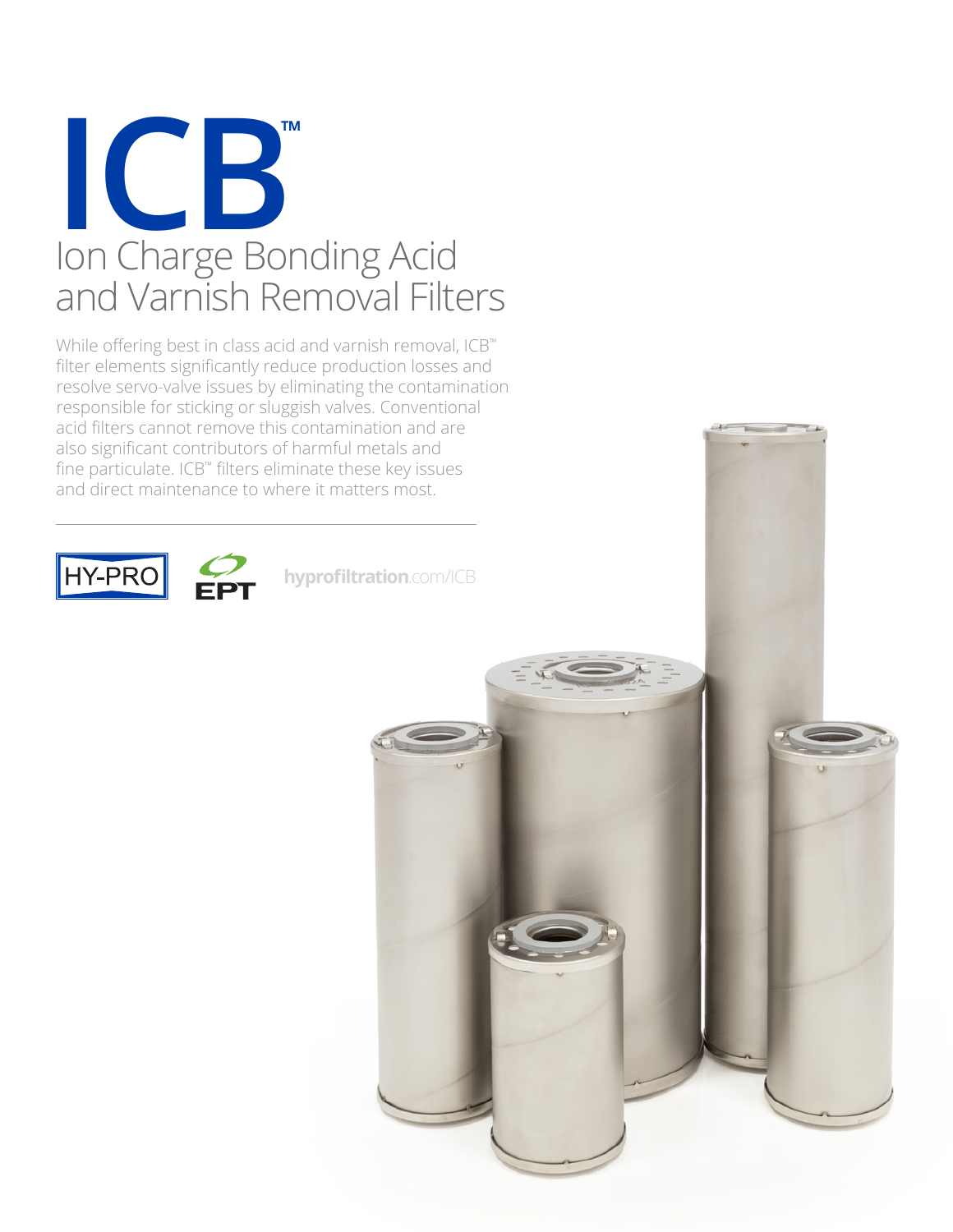# ICB™

## Ion Charge Bonding Acid and Varnish Removal Filters

While offering best in class acid and varnish removal, ICB™ filter elements significantly reduce production losses and resolve servo-valve issues by eliminating the contamination responsible for sticking or sluggish valves. Conventional acid filters cannot remove this contamination and are also significant contributors of harmful metals and fine particulate. ICB™ filters eliminate these key issues and direct maintenance to where it matters most.

---

HY-PRO

EPT

**hyprofiltration**.com/ICB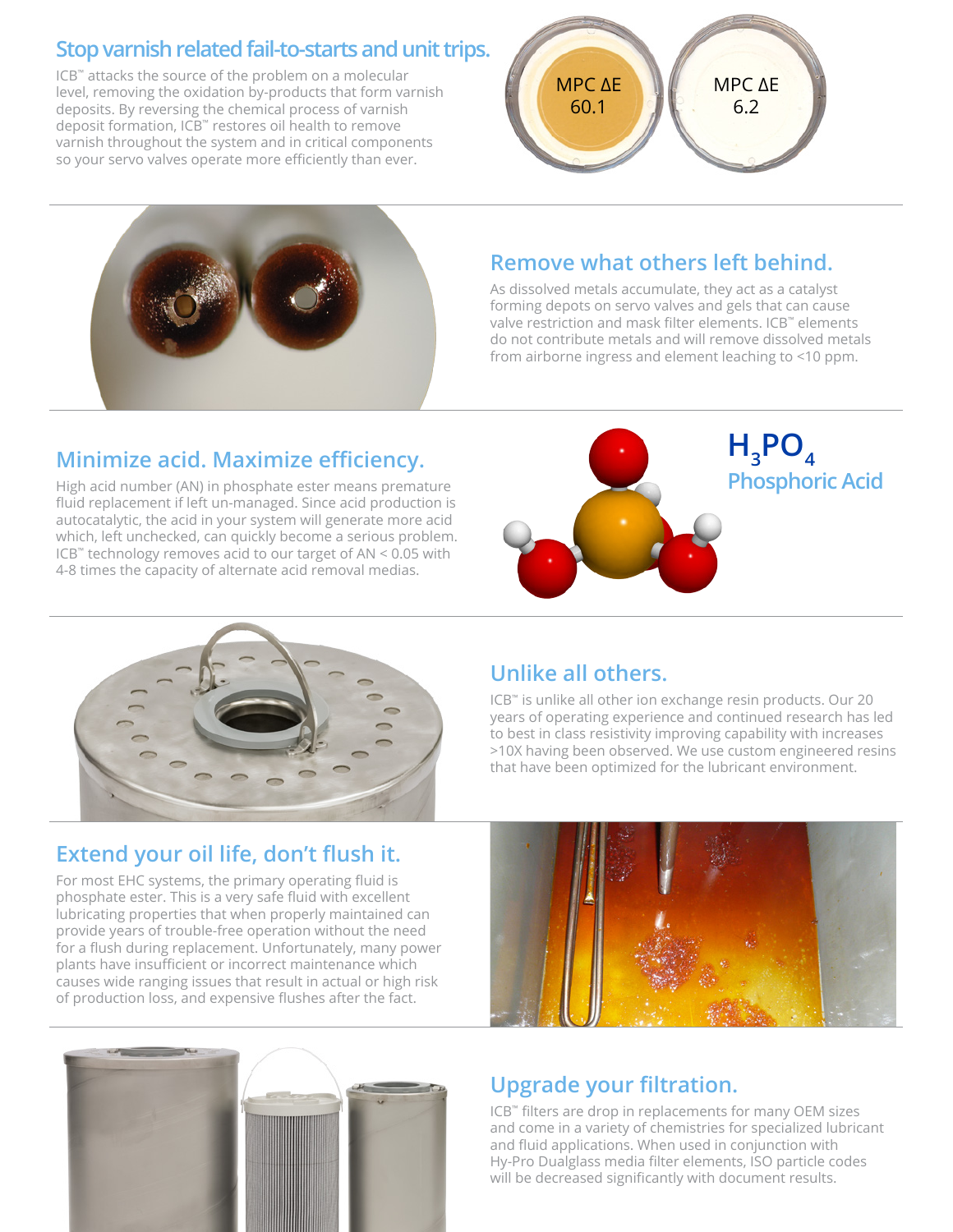## Stop varnish related fail-to-starts and unit trips.

ICB™ attacks the source of the problem on a molecular level, removing the oxidation by-products that form varnish deposits. By reversing the chemical process of varnish deposit formation, ICB™ restores oil health to remove varnish throughout the system and in critical components so your servo valves operate more efficiently than ever.

MPC ΔE 60.1

MPC ΔE 6.2

## Remove what others left behind.

As dissolved metals accumulate, they act as a catalyst forming depots on servo valves and gels that can cause valve restriction and mask filter elements. ICB™ elements do not contribute metals and will remove dissolved metals from airborne ingress and element leaching to <10 ppm.

## Minimize acid. Maximize efficiency.

High acid number (AN) in phosphate ester means premature fluid replacement if left un-managed. Since acid production is autocatalytic, the acid in your system will generate more acid which, left unchecked, can quickly become a serious problem. ICB™ technology removes acid to our target of AN < 0.05 with 4-8 times the capacity of alternate acid removal medias.

$H_3PO_4$

Phosphoric Acid

## Unlike all others.

ICB™ is unlike all other ion exchange resin products. Our 20 years of operating experience and continued research has led to best in class resistivity improving capability with increases >10X having been observed. We use custom engineered resins that have been optimized for the lubricant environment.

## Extend your oil life, don't flush it.

For most EHC systems, the primary operating fluid is phosphate ester. This is a very safe fluid with excellent lubricating properties that when properly maintained can provide years of trouble-free operation without the need for a flush during replacement. Unfortunately, many power plants have insufficient or incorrect maintenance which causes wide ranging issues that result in actual or high risk of production loss, and expensive flushes after the fact.

## Upgrade your filtration.

ICB™ filters are drop in replacements for many OEM sizes and come in a variety of chemistries for specialized lubricant and fluid applications. When used in conjunction with Hy-Pro Dualglass media filter elements, ISO particle codes will be decreased significantly with document results.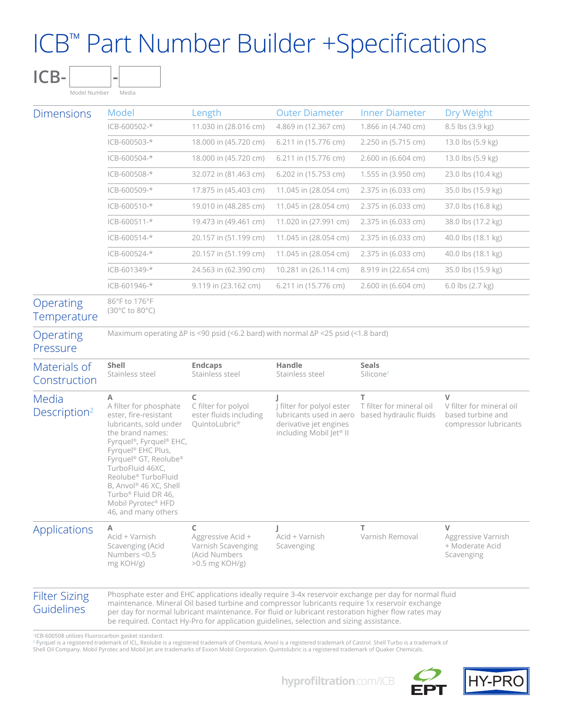# ICB™ Part Number Builder +Specifications

**ICB-** [ Model Number ] **-** [ Media ]

## Dimensions

| Model | Length | Outer Diameter | Inner Diameter | Dry Weight |
|---|---|---|---|---|
| ICB-600502-* | 11.030 in (28.016 cm) | 4.869 in (12.367 cm) | 1.866 in (4.740 cm) | 8.5 lbs (3.9 kg) |
| ICB-600503-* | 18.000 in (45.720 cm) | 6.211 in (15.776 cm) | 2.250 in (5.715 cm) | 13.0 lbs (5.9 kg) |
| ICB-600504-* | 18.000 in (45.720 cm) | 6.211 in (15.776 cm) | 2.600 in (6.604 cm) | 13.0 lbs (5.9 kg) |
| ICB-600508-* | 32.072 in (81.463 cm) | 6.202 in (15.753 cm) | 1.555 in (3.950 cm) | 23.0 lbs (10.4 kg) |
| ICB-600509-* | 17.875 in (45.403 cm) | 11.045 in (28.054 cm) | 2.375 in (6.033 cm) | 35.0 lbs (15.9 kg) |
| ICB-600510-* | 19.010 in (48.285 cm) | 11.045 in (28.054 cm) | 2.375 in (6.033 cm) | 37.0 lbs (16.8 kg) |
| ICB-600511-* | 19.473 in (49.461 cm) | 11.020 in (27.991 cm) | 2.375 in (6.033 cm) | 38.0 lbs (17.2 kg) |
| ICB-600514-* | 20.157 in (51.199 cm) | 11.045 in (28.054 cm) | 2.375 in (6.033 cm) | 40.0 lbs (18.1 kg) |
| ICB-600524-* | 20.157 in (51.199 cm) | 11.045 in (28.054 cm) | 2.375 in (6.033 cm) | 40.0 lbs (18.1 kg) |
| ICB-601349-* | 24.563 in (62.390 cm) | 10.281 in (26.114 cm) | 8.919 in (22.654 cm) | 35.0 lbs (15.9 kg) |
| ICB-601946-* | 9.119 in (23.162 cm) | 6.211 in (15.776 cm) | 2.600 in (6.604 cm) | 6.0 lbs (2.7 kg) |

## Operating Temperature

86°F to 176°F
(30°C to 80°C)

## Operating Pressure

Maximum operating ΔP is <90 psid (<6.2 bard) with normal ΔP <25 psid (<1.8 bard)

## Materials of Construction

| Shell | Endcaps | Handle | Seals |
|---|---|---|---|
| Stainless steel | Stainless steel | Stainless steel | Silicone[1] |

## Media Description[2]

| A | C | J | T | V |
|---|---|---|---|---|
| A filter for phosphate ester, fire-resistant lubricants, sold under the brand names: Fyrquel®, Fyrquel® EHC, Fyrquel® EHC Plus, Fyrquel® GT, Reolube® TurboFluid 46XC, Reolube® TurboFluid B, Anvol® 46 XC, Shell Turbo® Fluid DR 46, Mobil Pyrotec® HFD 46, and many others | C filter for polyol ester fluids including QuintoLubric® | J filter for polyol ester lubricants used in aero derivative jet engines including Mobil Jet® II | T filter for mineral oil based hydraulic fluids | V filter for mineral oil based turbine and compressor lubricants |

## Applications

| A | C | J | T | V |
|---|---|---|---|---|
| Acid + Varnish Scavenging (Acid Numbers <0.5 mg KOH/g) | Aggressive Acid + Varnish Scavenging (Acid Numbers >0.5 mg KOH/g) | Acid + Varnish Scavenging | Varnish Removal | Aggressive Varnish + Moderate Acid Scavenging |

## Filter Sizing Guidelines

Phosphate ester and EHC applications ideally require 3-4x reservoir exchange per day for normal fluid maintenance. Mineral Oil based turbine and compressor lubricants require 1x reservoir exchange per day for normal lubricant maintenance. For fluid or lubricant restoration higher flow rates may be required. Contact Hy-Pro for application guidelines, selection and sizing assistance.

[1] ICB-600508 utilizes Fluorocarbon gasket standard.
[2] Fyrquel is a registered trademark of ICL, Reolube is a registered trademark of Chemtura, Anvol is a registered trademark of Castrol. Shell Turbo is a trademark of Shell Oil Company. Mobil Pyrotec and Mobil Jet are trademarks of Exxon Mobil Corporation. Quintolubric is a registered trademark of Quaker Chemicals.

hyprofiltration.com/ICB EPT HY-PRO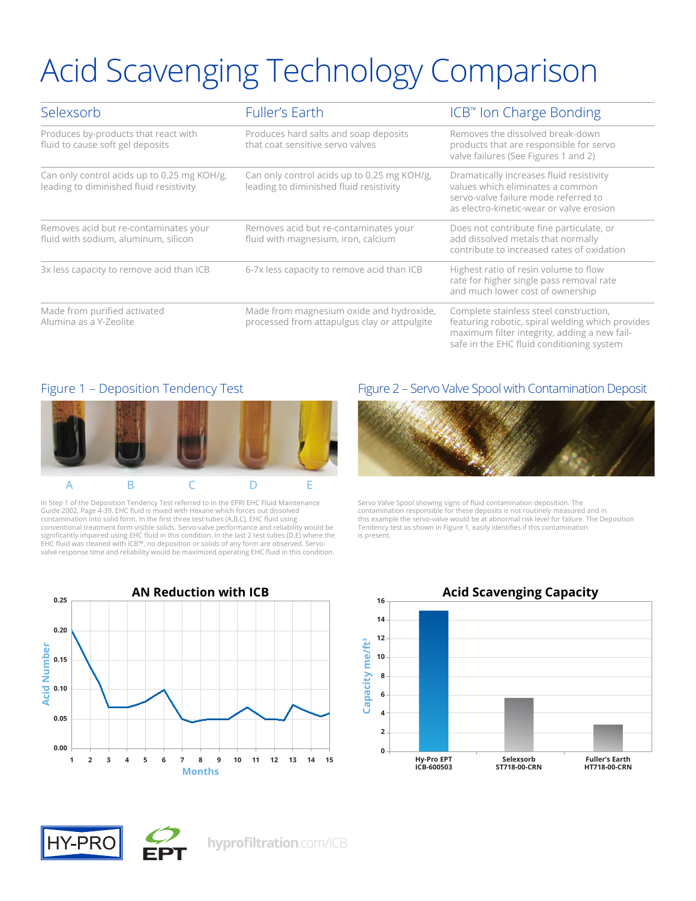# Acid Scavenging Technology Comparison

| Selexsorb | Fuller's Earth | ICB™ Ion Charge Bonding |
|---|---|---|
| Produces by-products that react with fluid to cause soft gel deposits | Produces hard salts and soap deposits that coat sensitive servo valves | Removes the dissolved break-down products that are responsible for servo valve failures (See Figures 1 and 2) |
| Can only control acids up to 0.25 mg KOH/g, leading to diminished fluid resistivity | Can only control acids up to 0.25 mg KOH/g, leading to diminished fluid resistivity | Dramatically increases fluid resistivity values which eliminates a common servo-valve failure mode referred to as electro-kinetic-wear or valve erosion |
| Removes acid but re-contaminates your fluid with sodium, aluminum, silicon | Removes acid but re-contaminates your fluid with magnesium, iron, calcium | Does not contribute fine particulate, or add dissolved metals that normally contribute to increased rates of oxidation |
| 3x less capacity to remove acid than ICB | 6-7x less capacity to remove acid than ICB | Highest ratio of resin volume to flow rate for higher single pass removal rate and much lower cost of ownership |
| Made from purified activated Alumina as a Y-Zeolite | Made from magnesium oxide and hydroxide, processed from attapulgus clay or attpulgite | Complete stainless steel construction, featuring robotic, spiral welding which provides maximum filter integrity, adding a new fail-safe in the EHC fluid conditioning system |

## Figure 1 – Deposition Tendency Test

A B C D E

In Step 1 of the Deposition Tendency Test referred to in the EPRI EHC Fluid Maintenance Guide 2002, Page 4-39, EHC fluid is mixed with Hexane which forces out dissolved contamination into solid form. In the first three test tubes (A,B,C), EHC fluid using conventional treatment form visible solids. Servo-valve performance and reliability would be significantly impaired using EHC fluid in this condition. In the last 2 test tubes (D,E) where the EHC fluid was cleaned with ICB™, no deposition or solids of any form are observed. Servo-valve response time and reliability would be maximized operating EHC fluid in this condition.

## Figure 2 – Servo Valve Spool with Contamination Deposit

Servo Valve Spool showing signs of fluid contamination deposition. The contamination responsible for these deposits is not routinely measured and in this example the servo-valve would be at abnormal risk level for failure. The Deposition Tendency test as shown in Figure 1, easily identifies if this contamination is present.

**AN Reduction with ICB**

Acid Number

0.25
0.20
0.15
0.10
0.05
0.00

1 2 3 4 5 6 7 8 9 10 11 12 13 14 15

Months

**Acid Scavenging Capacity**

Capacity me/ft³

16
14
12
10
8
6
4
2
0

Hy-Pro EPT ICB-600503

Selexsorb ST718-00-CRN

Fuller's Earth HT718-00-CRN

HY-PRO EPT

hyprofiltration.com/ICB